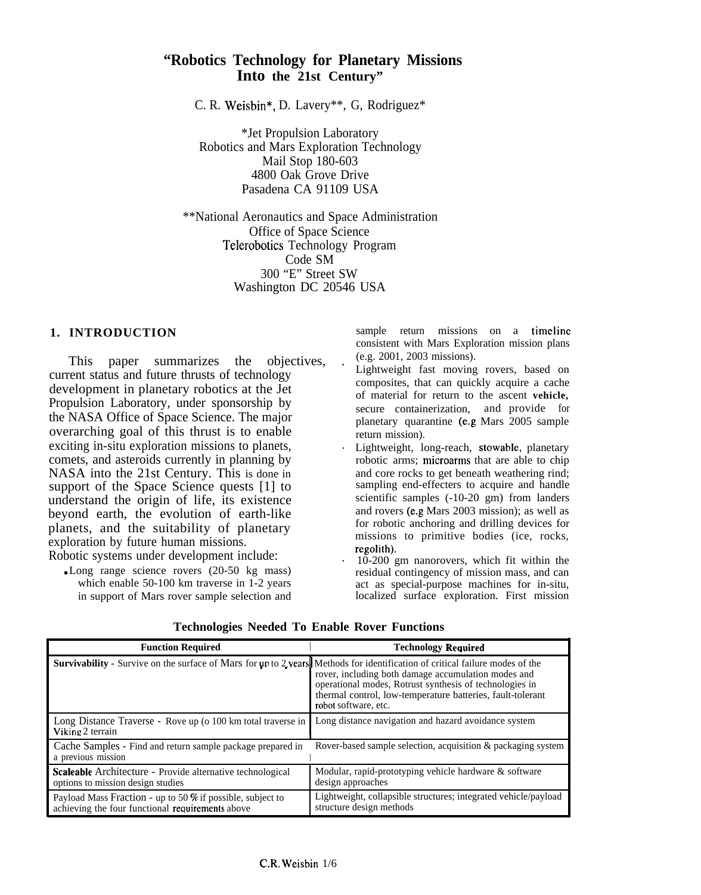# "Robotics Technology for Planetary Missions Into the 21st Century"

C. R. Weisbin*, D. Lavery**, G, Rodriguez*

*Jet Propulsion Laboratory
Robotics and Mars Exploration Technology
Mail Stop 180-603
4800 Oak Grove Drive
Pasadena CA 91109 USA

**National Aeronautics and Space Administration
Office of Space Science
Telerobotics Technology Program
Code SM
300 "E" Street SW
Washington DC 20546 USA

## 1. INTRODUCTION

This paper summarizes the objectives, current status and future thrusts of technology development in planetary robotics at the Jet Propulsion Laboratory, under sponsorship by the NASA Office of Space Science. The major overarching goal of this thrust is to enable exciting in-situ exploration missions to planets, comets, and asteroids currently in planning by NASA into the 21st Century. This is done in support of the Space Science quests [1] to understand the origin of life, its existence beyond earth, the evolution of earth-like planets, and the suitability of planetary exploration by future human missions.

Robotic systems under development include:

- Long range science rovers (20-50 kg mass) which enable 50-100 km traverse in 1-2 years in support of Mars rover sample selection and sample return missions on a timeline consistent with Mars Exploration mission plans (e.g. 2001, 2003 missions).
- Lightweight fast moving rovers, based on composites, that can quickly acquire a cache of material for return to the ascent vehicle, secure containerization, and provide for planetary quarantine (e.g Mars 2005 sample return mission).
- Lightweight, long-reach, stowable, planetary robotic arms; microarms that are able to chip and core rocks to get beneath weathering rind; sampling end-effecters to acquire and handle scientific samples (-10-20 gm) from landers and rovers (e.g Mars 2003 mission); as well as for robotic anchoring and drilling devices for missions to primitive bodies (ice, rocks, regolith).
- 10-200 gm nanorovers, which fit within the residual contingency of mission mass, and can act as special-purpose machines for in-situ, localized surface exploration. First mission

**Technologies Needed To Enable Rover Functions**

| Function Required | Technology Required |
|---|---|
| **Survivability** - Survive on the surface of Mars for up to 2 years | Methods for identification of critical failure modes of the rover, including both damage accumulation modes and operational modes, Rotrust synthesis of technologies in thermal control, low-temperature batteries, fault-tolerant robot software, etc. |
| Long Distance Traverse - Rove up (o 100 km total traverse in Viking 2 terrain | Long distance navigation and hazard avoidance system |
| Cache Samples - Find and return sample package prepared in a previous mission | Rover-based sample selection, acquisition & packaging system |
| **Scaleable** Architecture - Provide alternative technological options to mission design studies | Modular, rapid-prototyping vehicle hardware & software design approaches |
| Payload Mass Fraction - up to 50 % if possible, subject to achieving the four functional requirements above | Lightweight, collapsible structures; integrated vehicle/payload structure design methods |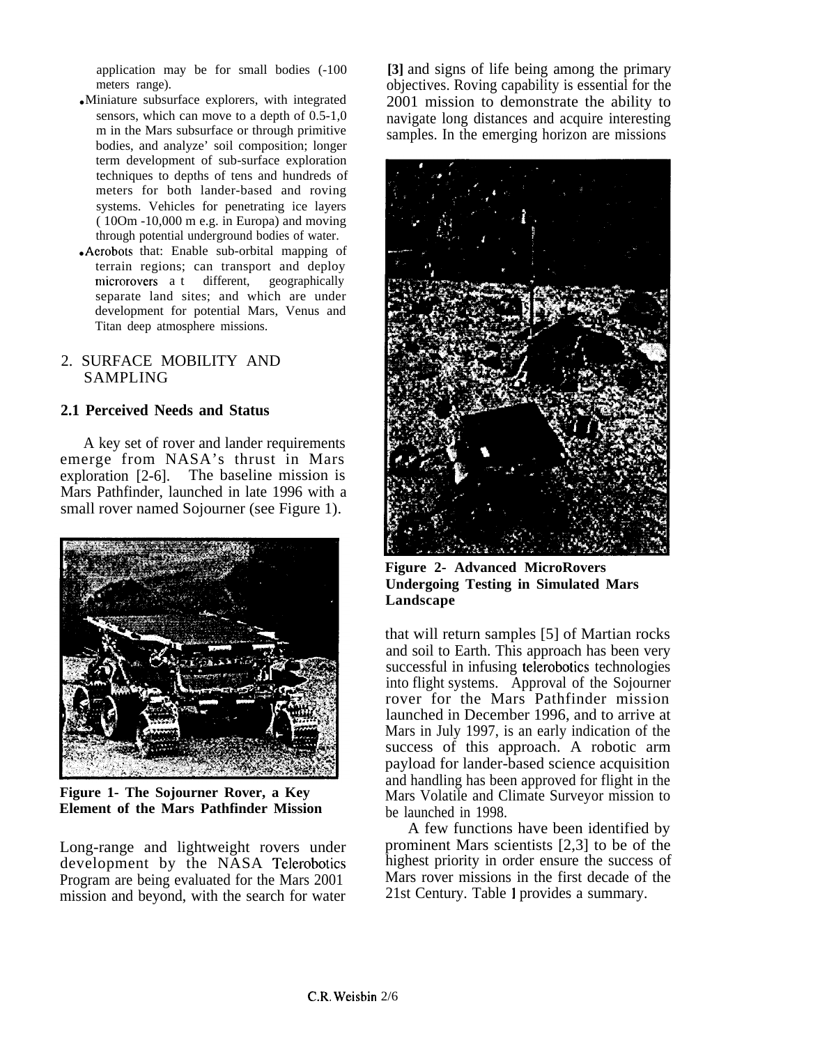application may be for small bodies (-100 meters range).

- Miniature subsurface explorers, with integrated sensors, which can move to a depth of 0.5-1,0 m in the Mars subsurface or through primitive bodies, and analyze' soil composition; longer term development of sub-surface exploration techniques to depths of tens and hundreds of meters for both lander-based and roving systems. Vehicles for penetrating ice layers ( 10Om -10,000 m e.g. in Europa) and moving through potential underground bodies of water.
- Aerobots that: Enable sub-orbital mapping of terrain regions; can transport and deploy microrovers at different, geographically separate land sites; and which are under development for potential Mars, Venus and Titan deep atmosphere missions.

## 2. SURFACE MOBILITY AND SAMPLING

### 2.1 Perceived Needs and Status

A key set of rover and lander requirements emerge from NASA's thrust in Mars exploration [2-6]. The baseline mission is Mars Pathfinder, launched in late 1996 with a small rover named Sojourner (see Figure 1).

**Figure 1- The Sojourner Rover, a Key Element of the Mars Pathfinder Mission**

Long-range and lightweight rovers under development by the NASA Telerobotics Program are being evaluated for the Mars 2001 mission and beyond, with the search for water [3] and signs of life being among the primary objectives. Roving capability is essential for the 2001 mission to demonstrate the ability to navigate long distances and acquire interesting samples. In the emerging horizon are missions that will return samples [5] of Martian rocks and soil to Earth. This approach has been very successful in infusing telerobotics technologies into flight systems. Approval of the Sojourner rover for the Mars Pathfinder mission launched in December 1996, and to arrive at Mars in July 1997, is an early indication of the success of this approach. A robotic arm payload for lander-based science acquisition and handling has been approved for flight in the Mars Volatile and Climate Surveyor mission to be launched in 1998.

**Figure 2- Advanced MicroRovers Undergoing Testing in Simulated Mars Landscape**

A few functions have been identified by prominent Mars scientists [2,3] to be of the highest priority in order ensure the success of Mars rover missions in the first decade of the 21st Century. Table 1 provides a summary.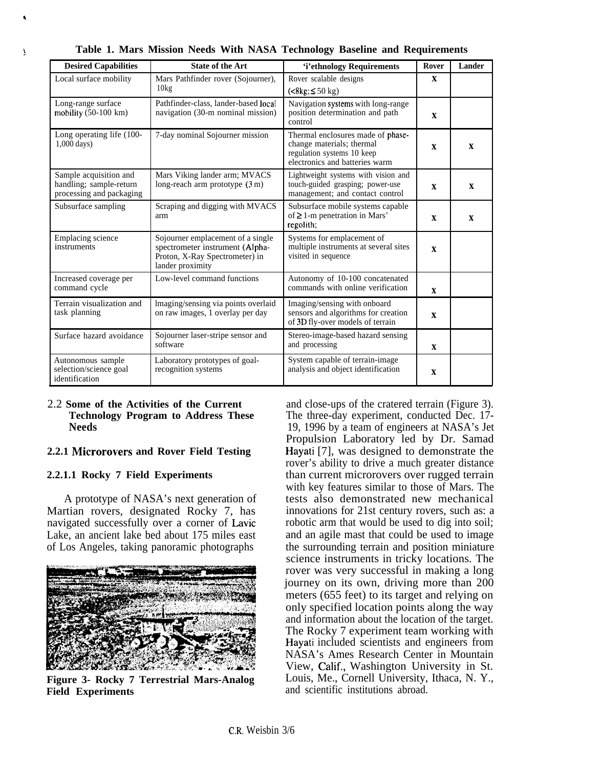**Table 1. Mars Mission Needs With NASA Technology Baseline and Requirements**

| Desired Capabilities | State of the Art | 'i'ethnology Requirements | Rover | Lander |
|---|---|---|---|---|
| Local surface mobility | Mars Pathfinder rover (Sojourner), 10kg | Rover scalable designs (<8kg; ≤ 50 kg) | X | |
| Long-range surface mobility (50-100 km) | Pathfinder-class, lander-based local navigation (30-m nominal mission) | Navigation systems with long-range position determination and path control | X | |
| Long operating life (100-1,000 days) | 7-day nominal Sojourner mission | Thermal enclosures made of phase-change materials; thermal regulation systems 10 keep electronics and batteries warm | X | X |
| Sample acquisition and handling; sample-return processing and packaging | Mars Viking lander arm; MVACS long-reach arm prototype (3 m) | Lightweight systems with vision and touch-guided grasping; power-use management; and contact control | X | X |
| Subsurface sampling | Scraping and digging with MVACS arm | Subsurface mobile systems capable of ≥ 1-m penetration in Mars' regolith; | X | X |
| Emplacing science instruments | Sojourner emplacement of a single spectrometer instrument (Alpha-Proton, X-Ray Spectrometer) in lander proximity | Systems for emplacement of multiple instruments at several sites visited in sequence | X | |
| Increased coverage per command cycle | Low-level command functions | Autonomy of 10-100 concatenated commands with online verification | X | |
| Terrain visualization and task planning | lmaging/sensing via points overlaid on raw images, 1 overlay per day | Imaging/sensing with onboard sensors and algorithms for creation of 3D fly-over models of terrain | X | |
| Surface hazard avoidance | Sojourner laser-stripe sensor and software | Stereo-image-based hazard sensing and processing | X | |
| Autonomous sample selection/science goal identification | Laboratory prototypes of goal-recognition systems | System capable of terrain-image analysis and object identification | X | |

### 2.2 Some of the Activities of the Current Technology Program to Address These Needs

#### 2.2.1 Microrovers and Rover Field Testing

##### 2.2.1.1 Rocky 7 Field Experiments

A prototype of NASA's next generation of Martian rovers, designated Rocky 7, has navigated successfully over a corner of Lavic Lake, an ancient lake bed about 175 miles east of Los Angeles, taking panoramic photographs and close-ups of the cratered terrain (Figure 3). The three-day experiment, conducted Dec. 17-19, 1996 by a team of engineers at NASA's Jet Propulsion Laboratory led by Dr. Samad Hayati [7], was designed to demonstrate the rover's ability to drive a much greater distance than current microrovers over rugged terrain with key features similar to those of Mars. The tests also demonstrated new mechanical innovations for 21st century rovers, such as: a robotic arm that would be used to dig into soil; and an agile mast that could be used to image the surrounding terrain and position miniature science instruments in tricky locations. The rover was very successful in making a long journey on its own, driving more than 200 meters (655 feet) to its target and relying on only specified location points along the way and information about the location of the target. The Rocky 7 experiment team working with Hayati included scientists and engineers from NASA's Ames Research Center in Mountain View, Calif., Washington University in St. Louis, Me., Cornell University, Ithaca, N. Y., and scientific institutions abroad.

**Figure 3- Rocky 7 Terrestrial Mars-Analog Field Experiments**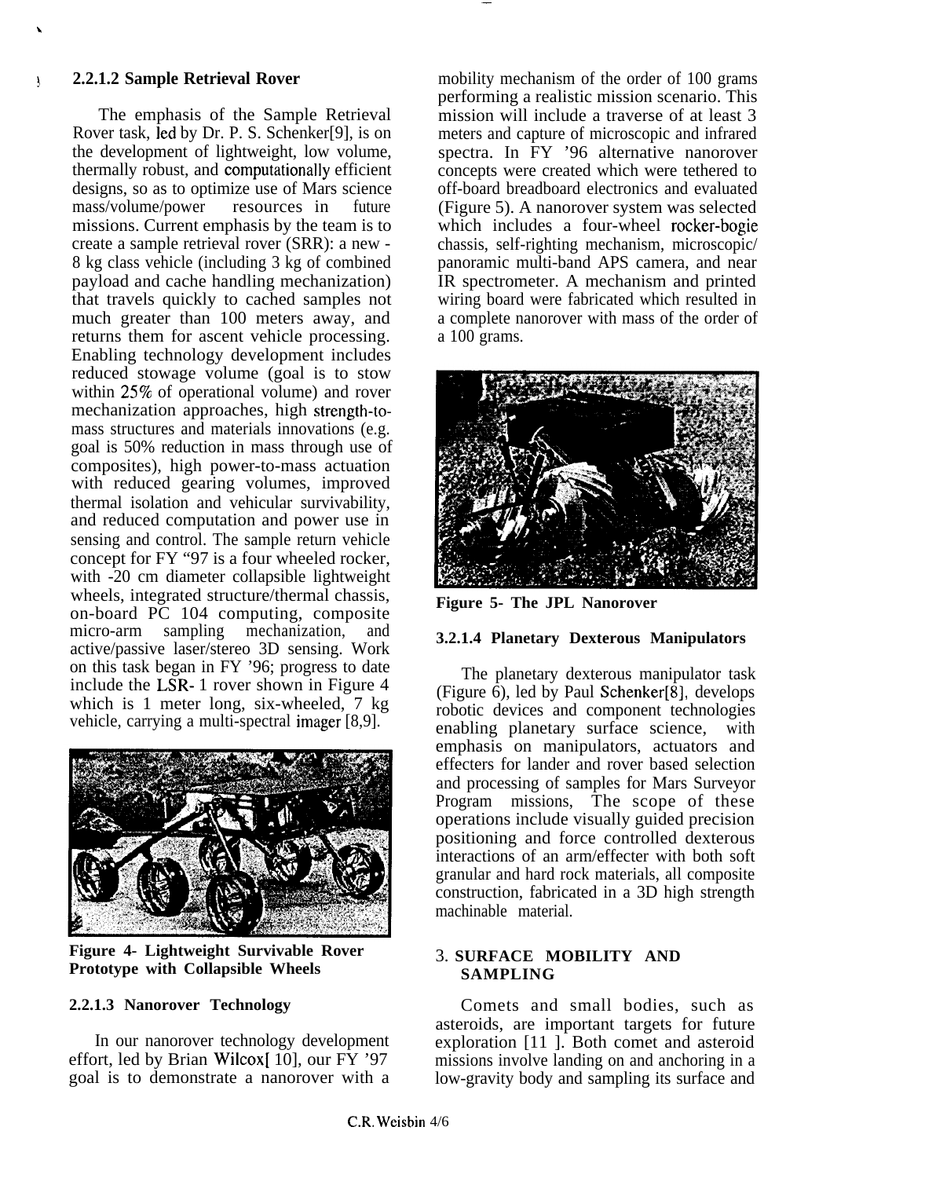### 2.2.1.2 Sample Retrieval Rover

The emphasis of the Sample Retrieval Rover task, led by Dr. P. S. Schenker[9], is on the development of lightweight, low volume, thermally robust, and computationally efficient designs, so as to optimize use of Mars science mass/volume/power resources in future missions. Current emphasis by the team is to create a sample retrieval rover (SRR): a new - 8 kg class vehicle (including 3 kg of combined payload and cache handling mechanization) that travels quickly to cached samples not much greater than 100 meters away, and returns them for ascent vehicle processing. Enabling technology development includes reduced stowage volume (goal is to stow within 25% of operational volume) and rover mechanization approaches, high strength-to-mass structures and materials innovations (e.g. goal is 50% reduction in mass through use of composites), high power-to-mass actuation with reduced gearing volumes, improved thermal isolation and vehicular survivability, and reduced computation and power use in sensing and control. The sample return vehicle concept for FY "97 is a four wheeled rocker, with -20 cm diameter collapsible lightweight wheels, integrated structure/thermal chassis, on-board PC 104 computing, composite micro-arm sampling mechanization, and active/passive laser/stereo 3D sensing. Work on this task began in FY '96; progress to date include the LSR- 1 rover shown in Figure 4 which is 1 meter long, six-wheeled, 7 kg vehicle, carrying a multi-spectral imager [8,9].

**Figure 4- Lightweight Survivable Rover Prototype with Collapsible Wheels**

### 2.2.1.3 Nanorover Technology

In our nanorover technology development effort, led by Brian Wilcox[ 10], our FY '97 goal is to demonstrate a nanorover with a mobility mechanism of the order of 100 grams performing a realistic mission scenario. This mission will include a traverse of at least 3 meters and capture of microscopic and infrared spectra. In FY '96 alternative nanorover concepts were created which were tethered to off-board breadboard electronics and evaluated (Figure 5). A nanorover system was selected which includes a four-wheel rocker-bogie chassis, self-righting mechanism, microscopic/ panoramic multi-band APS camera, and near IR spectrometer. A mechanism and printed wiring board were fabricated which resulted in a complete nanorover with mass of the order of a 100 grams.

**Figure 5- The JPL Nanorover**

### 3.2.1.4 Planetary Dexterous Manipulators

The planetary dexterous manipulator task (Figure 6), led by Paul Schenker[8], develops robotic devices and component technologies enabling planetary surface science, with emphasis on manipulators, actuators and effecters for lander and rover based selection and processing of samples for Mars Surveyor Program missions, The scope of these operations include visually guided precision positioning and force controlled dexterous interactions of an arm/effecter with both soft granular and hard rock materials, all composite construction, fabricated in a 3D high strength machinable material.

## 3. SURFACE MOBILITY AND SAMPLING

Comets and small bodies, such as asteroids, are important targets for future exploration [11 ]. Both comet and asteroid missions involve landing on and anchoring in a low-gravity body and sampling its surface and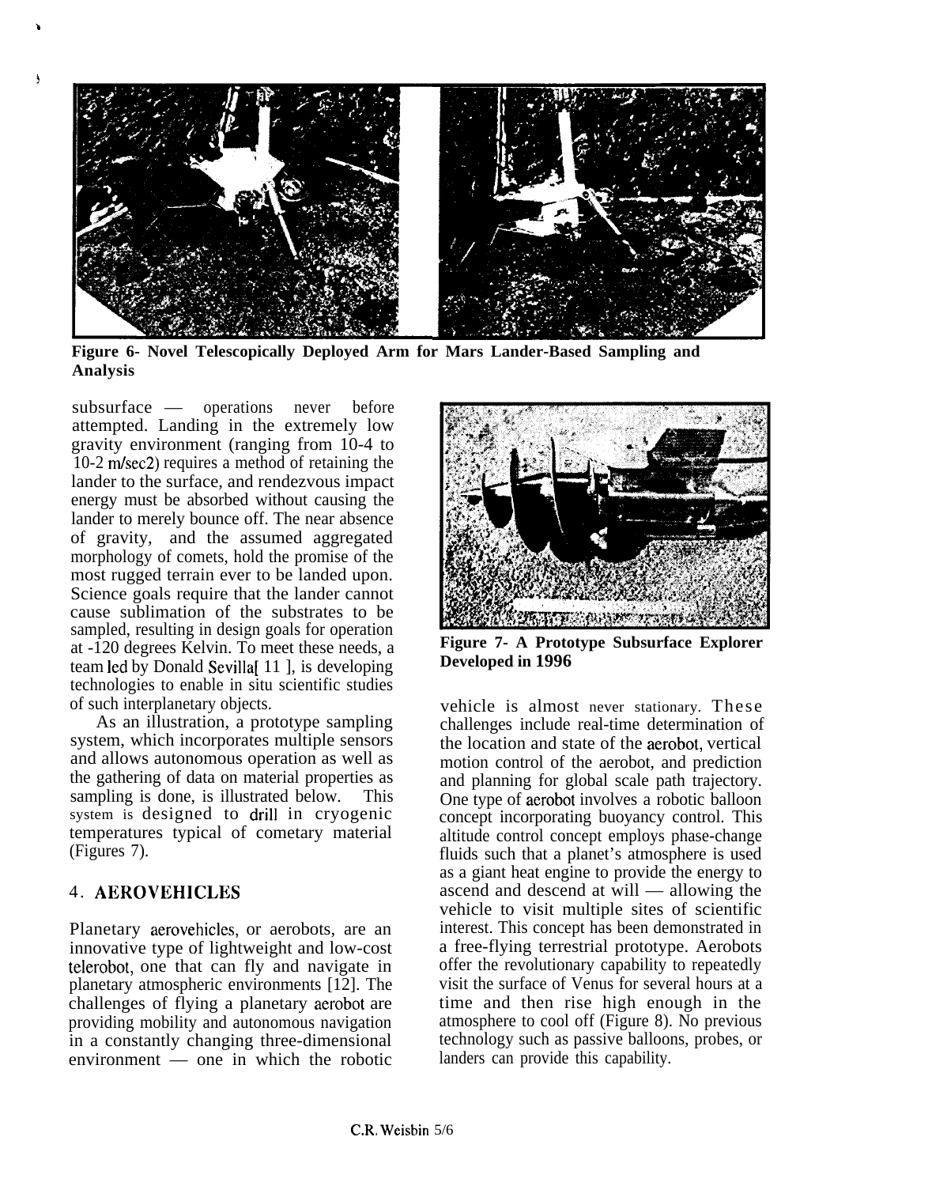Figure 6- Novel Telescopically Deployed Arm for Mars Lander-Based Sampling and Analysis

subsurface — operations never before attempted. Landing in the extremely low gravity environment (ranging from 10-4 to 10-2 m/sec2) requires a method of retaining the lander to the surface, and rendezvous impact energy must be absorbed without causing the lander to merely bounce off. The near absence of gravity, and the assumed aggregated morphology of comets, hold the promise of the most rugged terrain ever to be landed upon. Science goals require that the lander cannot cause sublimation of the substrates to be sampled, resulting in design goals for operation at -120 degrees Kelvin. To meet these needs, a team led by Donald Sevilla[11], is developing technologies to enable in situ scientific studies of such interplanetary objects.

As an illustration, a prototype sampling system, which incorporates multiple sensors and allows autonomous operation as well as the gathering of data on material properties as sampling is done, is illustrated below. This system is designed to drill in cryogenic temperatures typical of cometary material (Figures 7).

Figure 7- A Prototype Subsurface Explorer Developed in 1996

## 4. AEROVEHICLES

Planetary aerovehicles, or aerobots, are an innovative type of lightweight and low-cost telerobot, one that can fly and navigate in planetary atmospheric environments [12]. The challenges of flying a planetary aerobot are providing mobility and autonomous navigation in a constantly changing three-dimensional environment — one in which the robotic vehicle is almost never stationary. These challenges include real-time determination of the location and state of the aerobot, vertical motion control of the aerobot, and prediction and planning for global scale path trajectory. One type of aerobot involves a robotic balloon concept incorporating buoyancy control. This altitude control concept employs phase-change fluids such that a planet's atmosphere is used as a giant heat engine to provide the energy to ascend and descend at will — allowing the vehicle to visit multiple sites of scientific interest. This concept has been demonstrated in a free-flying terrestrial prototype. Aerobots offer the revolutionary capability to repeatedly visit the surface of Venus for several hours at a time and then rise high enough in the atmosphere to cool off (Figure 8). No previous technology such as passive balloons, probes, or landers can provide this capability.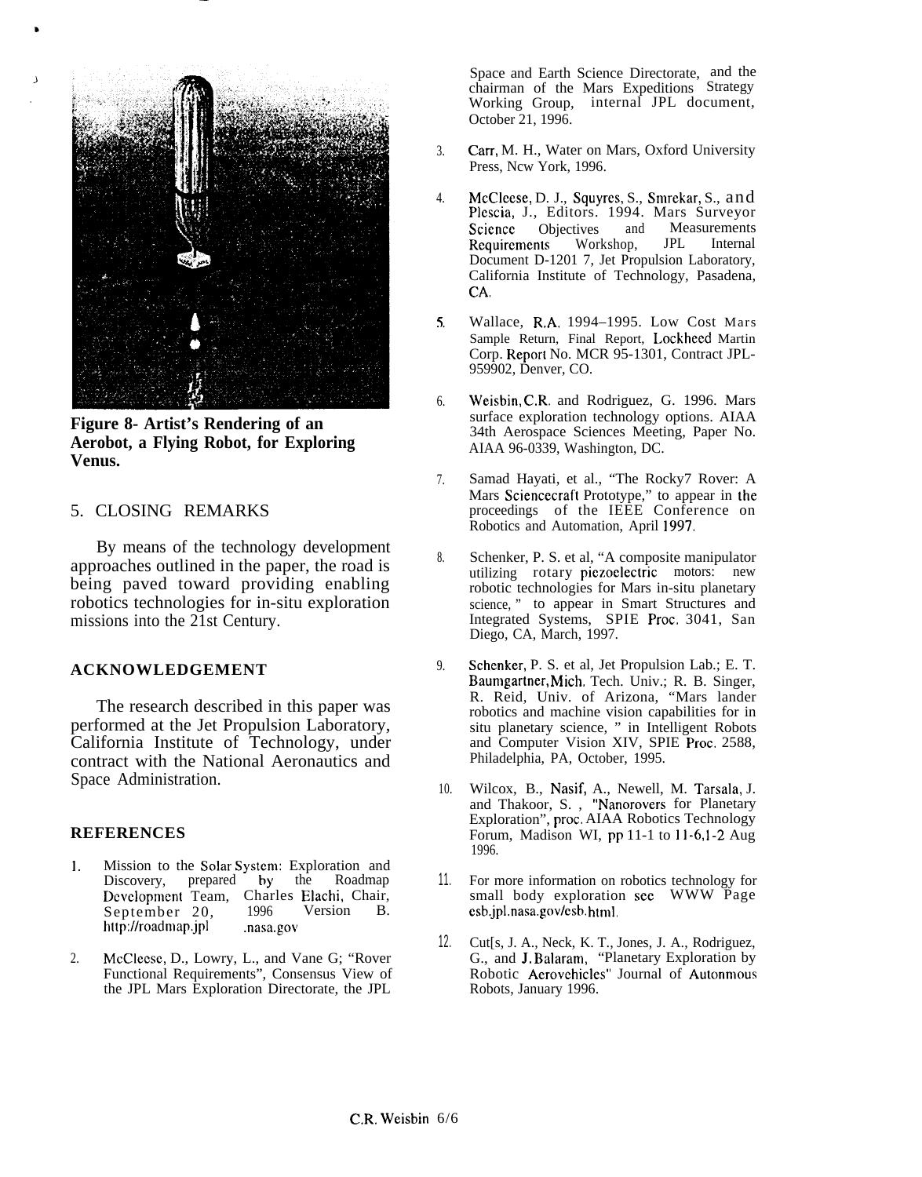**Figure 8- Artist's Rendering of an Aerobot, a Flying Robot, for Exploring Venus.**

## 5. CLOSING REMARKS

By means of the technology development approaches outlined in the paper, the road is being paved toward providing enabling robotics technologies for in-situ exploration missions into the 21st Century.

### ACKNOWLEDGEMENT

The research described in this paper was performed at the Jet Propulsion Laboratory, California Institute of Technology, under contract with the National Aeronautics and Space Administration.

### REFERENCES

1. Mission to the Solar System: Exploration and Discovery, prepared by the Roadmap Development Team, Charles Elachi, Chair, September 20, 1996 Version B. http://roadmap.jpl.nasa.gov

2. McCleese, D., Lowry, L., and Vane G; "Rover Functional Requirements", Consensus View of the JPL Mars Exploration Directorate, the JPL Space and Earth Science Directorate, and the chairman of the Mars Expeditions Strategy Working Group, internal JPL document, October 21, 1996.

3. Carr, M. H., Water on Mars, Oxford University Press, New York, 1996.

4. McCleese, D. J., Squyres, S., Smrekar, S., and Plescia, J., Editors. 1994. Mars Surveyor Science Objectives and Measurements Requirements Workshop, JPL Internal Document D-1201 7, Jet Propulsion Laboratory, California Institute of Technology, Pasadena, CA.

5. Wallace, R.A. 1994–1995. Low Cost Mars Sample Return, Final Report, Lockheed Martin Corp. Report No. MCR 95-1301, Contract JPL-959902, Denver, CO.

6. Weisbin, C.R. and Rodriguez, G. 1996. Mars surface exploration technology options. AIAA 34th Aerospace Sciences Meeting, Paper No. AIAA 96-0339, Washington, DC.

7. Samad Hayati, et al., "The Rocky7 Rover: A Mars Sciencecraft Prototype," to appear in the proceedings of the IEEE Conference on Robotics and Automation, April 1997.

8. Schenker, P. S. et al, "A composite manipulator utilizing rotary piezoelectric motors: new robotic technologies for Mars in-situ planetary science, " to appear in Smart Structures and Integrated Systems, SPIE Proc. 3041, San Diego, CA, March, 1997.

9. Schenker, P. S. et al, Jet Propulsion Lab.; E. T. Baumgartner, Mich. Tech. Univ.; R. B. Singer, R. Reid, Univ. of Arizona, "Mars lander robotics and machine vision capabilities for in situ planetary science, " in Intelligent Robots and Computer Vision XIV, SPIE Proc. 2588, Philadelphia, PA, October, 1995.

10. Wilcox, B., Nasif, A., Newell, M. Tarsala, J. and Thakoor, S. , "Nanorovers for Planetary Exploration", proc. AIAA Robotics Technology Forum, Madison WI, pp 11-1 to 11-6,1-2 Aug 1996.

11. For more information on robotics technology for small body exploration see WWW Page esb.jpl.nasa.gov/esb.html.

12. Cut[s, J. A., Neck, K. T., Jones, J. A., Rodriguez, G., and J. Balaram, "Planetary Exploration by Robotic Aerovehicles" Journal of Autonmous Robots, January 1996.